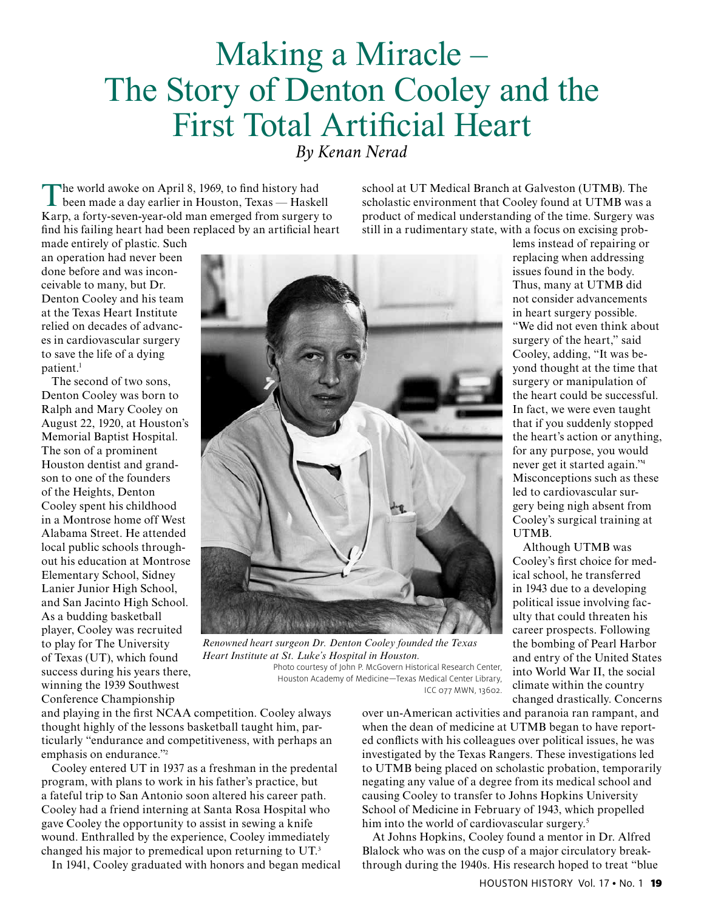# Making a Miracle – The Story of Denton Cooley and the First Total Artificial Heart

*By Kenan Nerad*

The world awoke on April 8, 1969, to find history had been made a day earlier in Houston, Texas — Haskell Karp, a forty-seven-year-old man emerged from surgery to find his failing heart had been replaced by an artificial heart made entirely of plastic. Such an operation had never been done before and was inconceivable to many, but Dr. Denton Cooley and his team at the Texas Heart Institute relied on decades of advances in cardiovascular surgery to save the life of a dying patient.[1]

The second of two sons, Denton Cooley was born to Ralph and Mary Cooley on August 22, 1920, at Houston's Memorial Baptist Hospital. The son of a prominent Houston dentist and grandson to one of the founders of the Heights, Denton Cooley spent his childhood in a Montrose home off West Alabama Street. He attended local public schools throughout his education at Montrose Elementary School, Sidney Lanier Junior High School, and San Jacinto High School. As a budding basketball player, Cooley was recruited to play for The University of Texas (UT), which found success during his years there, winning the 1939 Southwest Conference Championship and playing in the first NCAA competition. Cooley always thought highly of the lessons basketball taught him, particularly "endurance and competitiveness, with perhaps an emphasis on endurance."[2]

Cooley entered UT in 1937 as a freshman in the predental program, with plans to work in his father's practice, but a fateful trip to San Antonio soon altered his career path. Cooley had a friend interning at Santa Rosa Hospital who gave Cooley the opportunity to assist in sewing a knife wound. Enthralled by the experience, Cooley immediately changed his major to premedical upon returning to UT.[3]

In 1941, Cooley graduated with honors and began medical school at UT Medical Branch at Galveston (UTMB). The scholastic environment that Cooley found at UTMB was a product of medical understanding of the time. Surgery was still in a rudimentary state, with a focus on excising problems instead of repairing or replacing when addressing issues found in the body. Thus, many at UTMB did not consider advancements in heart surgery possible. "We did not even think about surgery of the heart," said Cooley, adding, "It was beyond thought at the time that surgery or manipulation of the heart could be successful. In fact, we were even taught that if you suddenly stopped the heart's action or anything, for any purpose, you would never get it started again."[4] Misconceptions such as these led to cardiovascular surgery being nigh absent from Cooley's surgical training at UTMB.

*Renowned heart surgeon Dr. Denton Cooley founded the Texas Heart Institute at St. Luke's Hospital in Houston.*
Photo courtesy of John P. McGovern Historical Research Center, Houston Academy of Medicine—Texas Medical Center Library, ICC 077 MWN, 13602.

Although UTMB was Cooley's first choice for medical school, he transferred in 1943 due to a developing political issue involving faculty that could threaten his career prospects. Following the bombing of Pearl Harbor and entry of the United States into World War II, the social climate within the country changed drastically. Concerns over un-American activities and paranoia ran rampant, and when the dean of medicine at UTMB began to have reported conflicts with his colleagues over political issues, he was investigated by the Texas Rangers. These investigations led to UTMB being placed on scholastic probation, temporarily negating any value of a degree from its medical school and causing Cooley to transfer to Johns Hopkins University School of Medicine in February of 1943, which propelled him into the world of cardiovascular surgery.[5]

At Johns Hopkins, Cooley found a mentor in Dr. Alfred Blalock who was on the cusp of a major circulatory breakthrough during the 1940s. His research hoped to treat "blue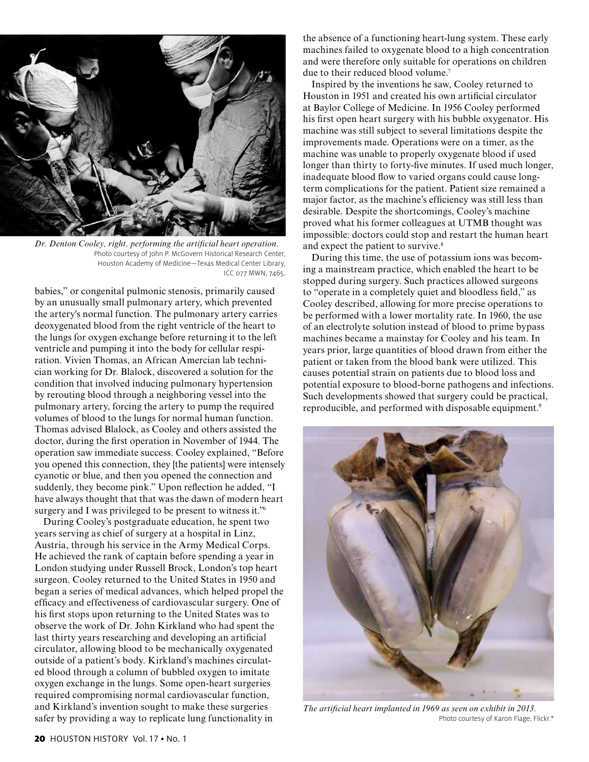*Dr. Denton Cooley, right, performing the artificial heart operation.*
Photo courtesy of John P. McGovern Historical Research Center, Houston Academy of Medicine—Texas Medical Center Library, ICC 077 MWN, 7465.

babies," or congenital pulmonic stenosis, primarily caused by an unusually small pulmonary artery, which prevented the artery's normal function. The pulmonary artery carries deoxygenated blood from the right ventricle of the heart to the lungs for oxygen exchange before returning it to the left ventricle and pumping it into the body for cellular respiration. Vivien Thomas, an African Amercian lab technician working for Dr. Blalock, discovered a solution for the condition that involved inducing pulmonary hypertension by rerouting blood through a neighboring vessel into the pulmonary artery, forcing the artery to pump the required volumes of blood to the lungs for normal human function. Thomas advised Blalock, as Cooley and others assisted the doctor, during the first operation in November of 1944. The operation saw immediate success. Cooley explained, "Before you opened this connection, they [the patients] were intensely cyanotic or blue, and then you opened the connection and suddenly, they become pink." Upon reflection he added, "I have always thought that that was the dawn of modern heart surgery and I was privileged to be present to witness it."[6]

During Cooley's postgraduate education, he spent two years serving as chief of surgery at a hospital in Linz, Austria, through his service in the Army Medical Corps. He achieved the rank of captain before spending a year in London studying under Russell Brock, London's top heart surgeon. Cooley returned to the United States in 1950 and began a series of medical advances, which helped propel the efficacy and effectiveness of cardiovascular surgery. One of his first stops upon returning to the United States was to observe the work of Dr. John Kirkland who had spent the last thirty years researching and developing an artificial circulator, allowing blood to be mechanically oxygenated outside of a patient's body. Kirkland's machines circulated blood through a column of bubbled oxygen to imitate oxygen exchange in the lungs. Some open-heart surgeries required compromising normal cardiovascular function, and Kirkland's invention sought to make these surgeries safer by providing a way to replicate lung functionality in the absence of a functioning heart-lung system. These early machines failed to oxygenate blood to a high concentration and were therefore only suitable for operations on children due to their reduced blood volume.[7]

Inspired by the inventions he saw, Cooley returned to Houston in 1951 and created his own artificial circulator at Baylor College of Medicine. In 1956 Cooley performed his first open heart surgery with his bubble oxygenator. His machine was still subject to several limitations despite the improvements made. Operations were on a timer, as the machine was unable to properly oxygenate blood if used longer than thirty to forty-five minutes. If used much longer, inadequate blood flow to varied organs could cause long-term complications for the patient. Patient size remained a major factor, as the machine's efficiency was still less than desirable. Despite the shortcomings, Cooley's machine proved what his former colleagues at UTMB thought was impossible: doctors could stop and restart the human heart and expect the patient to survive.[8]

During this time, the use of potassium ions was becoming a mainstream practice, which enabled the heart to be stopped during surgery. Such practices allowed surgeons to "operate in a completely quiet and bloodless field," as Cooley described, allowing for more precise operations to be performed with a lower mortality rate. In 1960, the use of an electrolyte solution instead of blood to prime bypass machines became a mainstay for Cooley and his team. In years prior, large quantities of blood drawn from either the patient or taken from the blood bank were utilized. This causes potential strain on patients due to blood loss and potential exposure to blood-borne pathogens and infections. Such developments showed that surgery could be practical, reproducible, and performed with disposable equipment.[9]

*The artificial heart implanted in 1969 as seen on exhibit in 2013.*
Photo courtesy of Karon Flage, Flickr.*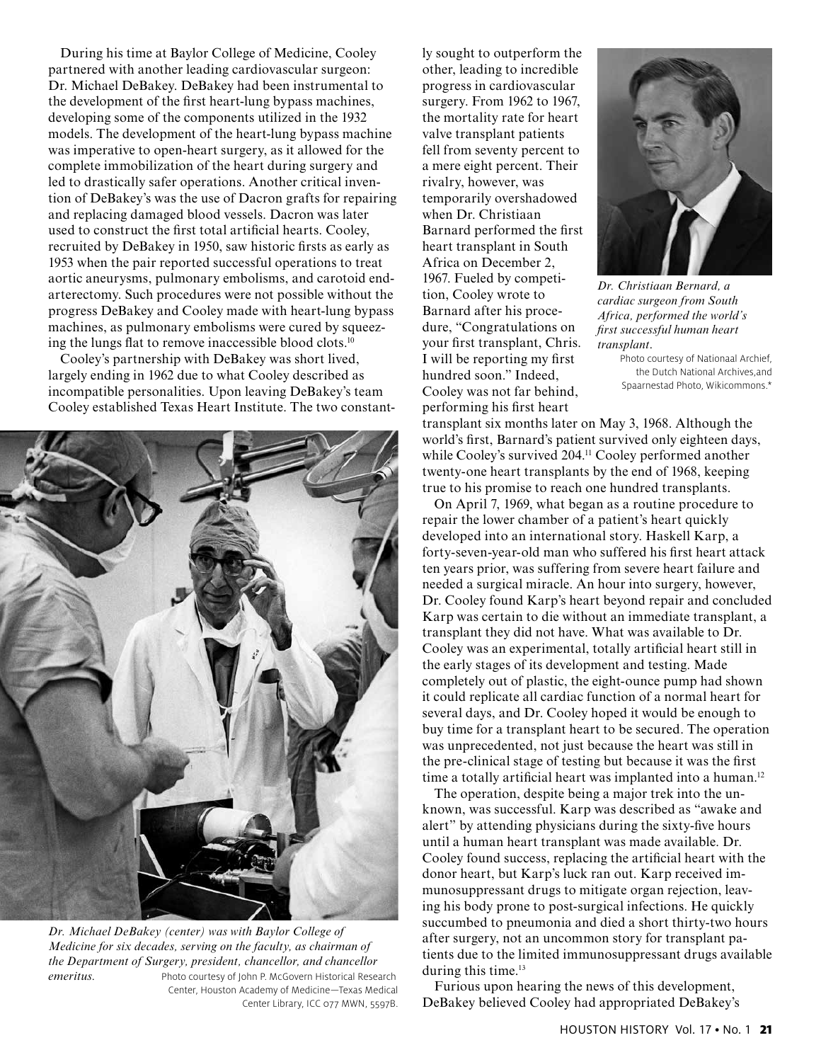During his time at Baylor College of Medicine, Cooley partnered with another leading cardiovascular surgeon: Dr. Michael DeBakey. DeBakey had been instrumental to the development of the first heart-lung bypass machines, developing some of the components utilized in the 1932 models. The development of the heart-lung bypass machine was imperative to open-heart surgery, as it allowed for the complete immobilization of the heart during surgery and led to drastically safer operations. Another critical invention of DeBakey's was the use of Dacron grafts for repairing and replacing damaged blood vessels. Dacron was later used to construct the first total artificial hearts. Cooley, recruited by DeBakey in 1950, saw historic firsts as early as 1953 when the pair reported successful operations to treat aortic aneurysms, pulmonary embolisms, and carotoid endarterectomy. Such procedures were not possible without the progress DeBakey and Cooley made with heart-lung bypass machines, as pulmonary embolisms were cured by squeezing the lungs flat to remove inaccessible blood clots.[10]

Cooley's partnership with DeBakey was short lived, largely ending in 1962 due to what Cooley described as incompatible personalities. Upon leaving DeBakey's team Cooley established Texas Heart Institute. The two constantly sought to outperform the other, leading to incredible progress in cardiovascular surgery. From 1962 to 1967, the mortality rate for heart valve transplant patients fell from seventy percent to a mere eight percent. Their rivalry, however, was temporarily overshadowed when Dr. Christiaan Barnard performed the first heart transplant in South Africa on December 2, 1967. Fueled by competition, Cooley wrote to Barnard after his procedure, "Congratulations on your first transplant, Chris. I will be reporting my first hundred soon." Indeed, Cooley was not far behind, performing his first heart transplant six months later on May 3, 1968. Although the world's first, Barnard's patient survived only eighteen days, while Cooley's survived 204.[11] Cooley performed another twenty-one heart transplants by the end of 1968, keeping true to his promise to reach one hundred transplants.

*Dr. Christiaan Bernard, a cardiac surgeon from South Africa, performed the world's first successful human heart transplant.* Photo courtesy of Nationaal Archief, the Dutch National Archives,and Spaarnestad Photo, Wikicommons.*

*Dr. Michael DeBakey (center) was with Baylor College of Medicine for six decades, serving on the faculty, as chairman of the Department of Surgery, president, chancellor, and chancellor emeritus.* Photo courtesy of John P. McGovern Historical Research Center, Houston Academy of Medicine—Texas Medical Center Library, ICC 077 MWN, 5597B.

On April 7, 1969, what began as a routine procedure to repair the lower chamber of a patient's heart quickly developed into an international story. Haskell Karp, a forty-seven-year-old man who suffered his first heart attack ten years prior, was suffering from severe heart failure and needed a surgical miracle. An hour into surgery, however, Dr. Cooley found Karp's heart beyond repair and concluded Karp was certain to die without an immediate transplant, a transplant they did not have. What was available to Dr. Cooley was an experimental, totally artificial heart still in the early stages of its development and testing. Made completely out of plastic, the eight-ounce pump had shown it could replicate all cardiac function of a normal heart for several days, and Dr. Cooley hoped it would be enough to buy time for a transplant heart to be secured. The operation was unprecedented, not just because the heart was still in the pre-clinical stage of testing but because it was the first time a totally artificial heart was implanted into a human.[12]

The operation, despite being a major trek into the unknown, was successful. Karp was described as "awake and alert" by attending physicians during the sixty-five hours until a human heart transplant was made available. Dr. Cooley found success, replacing the artificial heart with the donor heart, but Karp's luck ran out. Karp received immunosuppressant drugs to mitigate organ rejection, leaving his body prone to post-surgical infections. He quickly succumbed to pneumonia and died a short thirty-two hours after surgery, not an uncommon story for transplant patients due to the limited immunosuppressant drugs available during this time.[13]

Furious upon hearing the news of this development, DeBakey believed Cooley had appropriated DeBakey's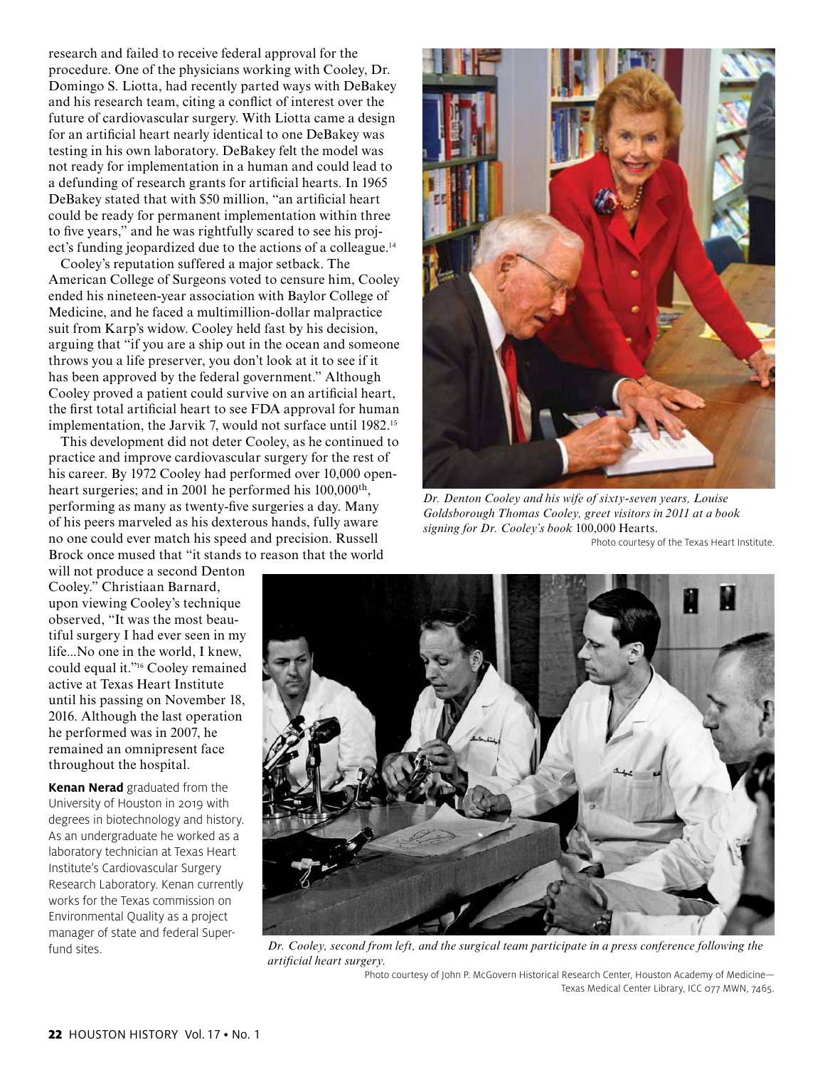research and failed to receive federal approval for the procedure. One of the physicians working with Cooley, Dr. Domingo S. Liotta, had recently parted ways with DeBakey and his research team, citing a conflict of interest over the future of cardiovascular surgery. With Liotta came a design for an artificial heart nearly identical to one DeBakey was testing in his own laboratory. DeBakey felt the model was not ready for implementation in a human and could lead to a defunding of research grants for artificial hearts. In 1965 DeBakey stated that with $50 million, "an artificial heart could be ready for permanent implementation within three to five years," and he was rightfully scared to see his project's funding jeopardized due to the actions of a colleague.[14]

Cooley's reputation suffered a major setback. The American College of Surgeons voted to censure him, Cooley ended his nineteen-year association with Baylor College of Medicine, and he faced a multimillion-dollar malpractice suit from Karp's widow. Cooley held fast by his decision, arguing that "if you are a ship out in the ocean and someone throws you a life preserver, you don't look at it to see if it has been approved by the federal government." Although Cooley proved a patient could survive on an artificial heart, the first total artificial heart to see FDA approval for human implementation, the Jarvik 7, would not surface until 1982.[15]

This development did not deter Cooley, as he continued to practice and improve cardiovascular surgery for the rest of his career. By 1972 Cooley had performed over 10,000 open-heart surgeries; and in 2001 he performed his 100,000th, performing as many as twenty-five surgeries a day. Many of his peers marveled as his dexterous hands, fully aware no one could ever match his speed and precision. Russell Brock once mused that "it stands to reason that the world will not produce a second Denton Cooley." Christiaan Barnard, upon viewing Cooley's technique observed, "It was the most beautiful surgery I had ever seen in my life...No one in the world, I knew, could equal it."[16] Cooley remained active at Texas Heart Institute until his passing on November 18, 2016. Although the last operation he performed was in 2007, he remained an omnipresent face throughout the hospital.

*Dr. Denton Cooley and his wife of sixty-seven years, Louise Goldsborough Thomas Cooley, greet visitors in 2011 at a book signing for Dr. Cooley's book* 100,000 Hearts.

Photo courtesy of the Texas Heart Institute.

*Dr. Cooley, second from left, and the surgical team participate in a press conference following the artificial heart surgery.*

Photo courtesy of John P. McGovern Historical Research Center, Houston Academy of Medicine—Texas Medical Center Library, ICC 077 MWN, 7465.

**Kenan Nerad** graduated from the University of Houston in 2019 with degrees in biotechnology and history. As an undergraduate he worked as a laboratory technician at Texas Heart Institute's Cardiovascular Surgery Research Laboratory. Kenan currently works for the Texas commission on Environmental Quality as a project manager of state and federal Superfund sites.